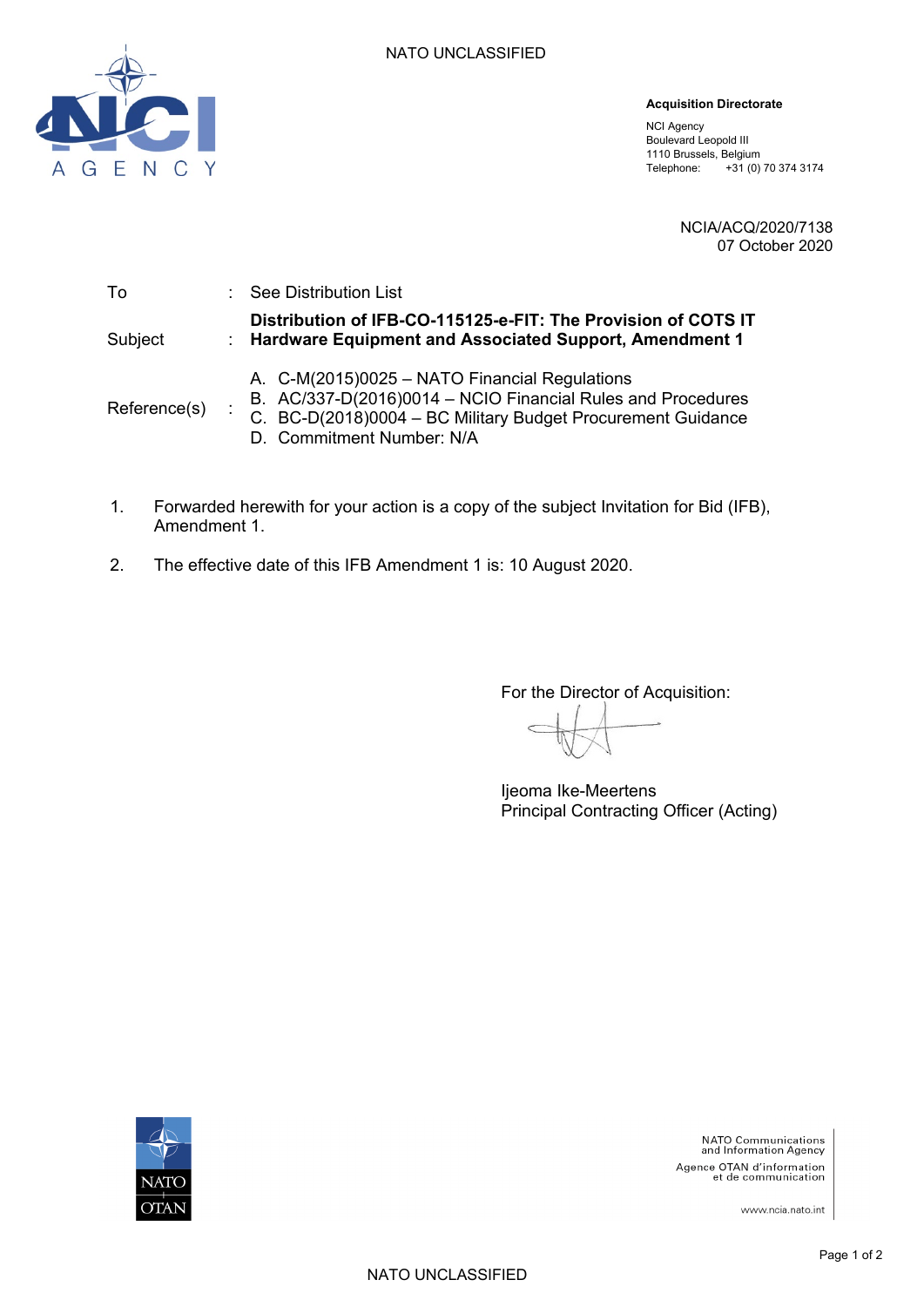NATO UNCLASSIFIED

**Acquisition Directorate**

NCI Agency
Boulevard Leopold III
1110 Brussels, Belgium
Telephone: +31 (0) 70 374 3174

NCIA/ACQ/2020/7138
07 October 2020

| | | |
|---|---|---|
| To | : | See Distribution List |
| Subject | : | **Distribution of IFB-CO-115125-e-FIT: The Provision of COTS IT Hardware Equipment and Associated Support, Amendment 1** |
| Reference(s) | : | A. C-M(2015)0025 – NATO Financial Regulations<br>B. AC/337-D(2016)0014 – NCIO Financial Rules and Procedures<br>C. BC-D(2018)0004 – BC Military Budget Procurement Guidance<br>D. Commitment Number: N/A |

1. Forwarded herewith for your action is a copy of the subject Invitation for Bid (IFB), Amendment 1.

2. The effective date of this IFB Amendment 1 is: 10 August 2020.

For the Director of Acquisition:

Ijeoma Ike-Meertens
Principal Contracting Officer (Acting)

NATO Communications and Information Agency
Agence OTAN d'information et de communication

www.ncia.nato.int

NATO UNCLASSIFIED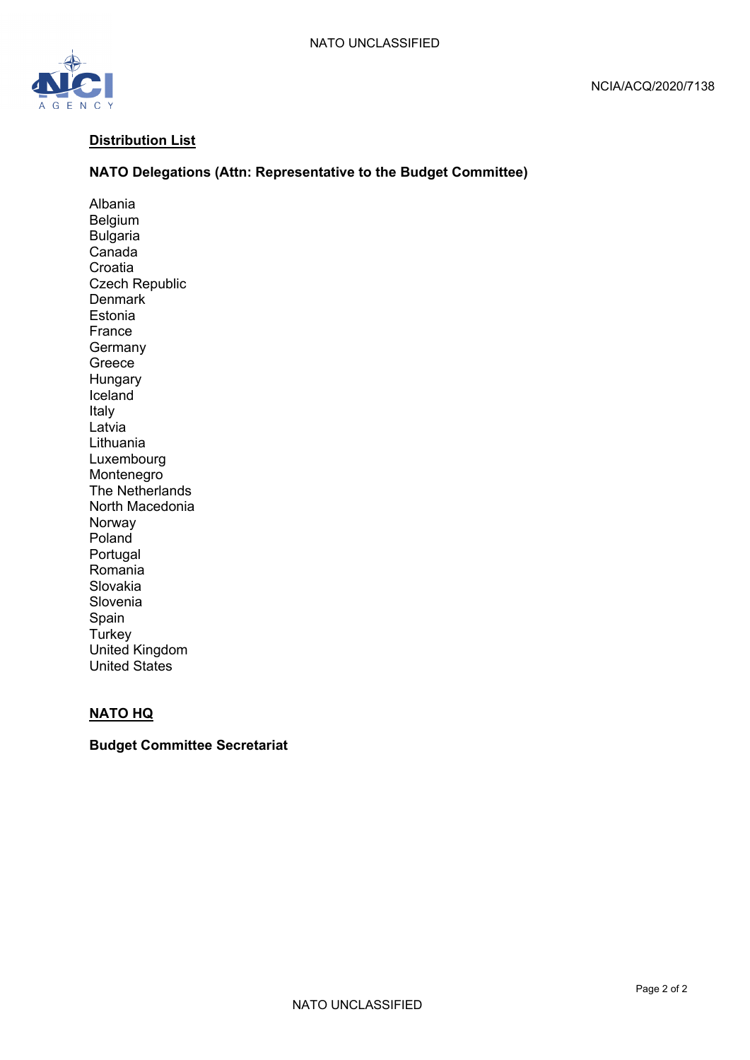NCIA/ACQ/2020/7138

**Distribution List**

**NATO Delegations (Attn: Representative to the Budget Committee)**

Albania
Belgium
Bulgaria
Canada
Croatia
Czech Republic
Denmark
Estonia
France
Germany
Greece
Hungary
Iceland
Italy
Latvia
Lithuania
Luxembourg
Montenegro
The Netherlands
North Macedonia
Norway
Poland
Portugal
Romania
Slovakia
Slovenia
Spain
Turkey
United Kingdom
United States

**NATO HQ**

**Budget Committee Secretariat**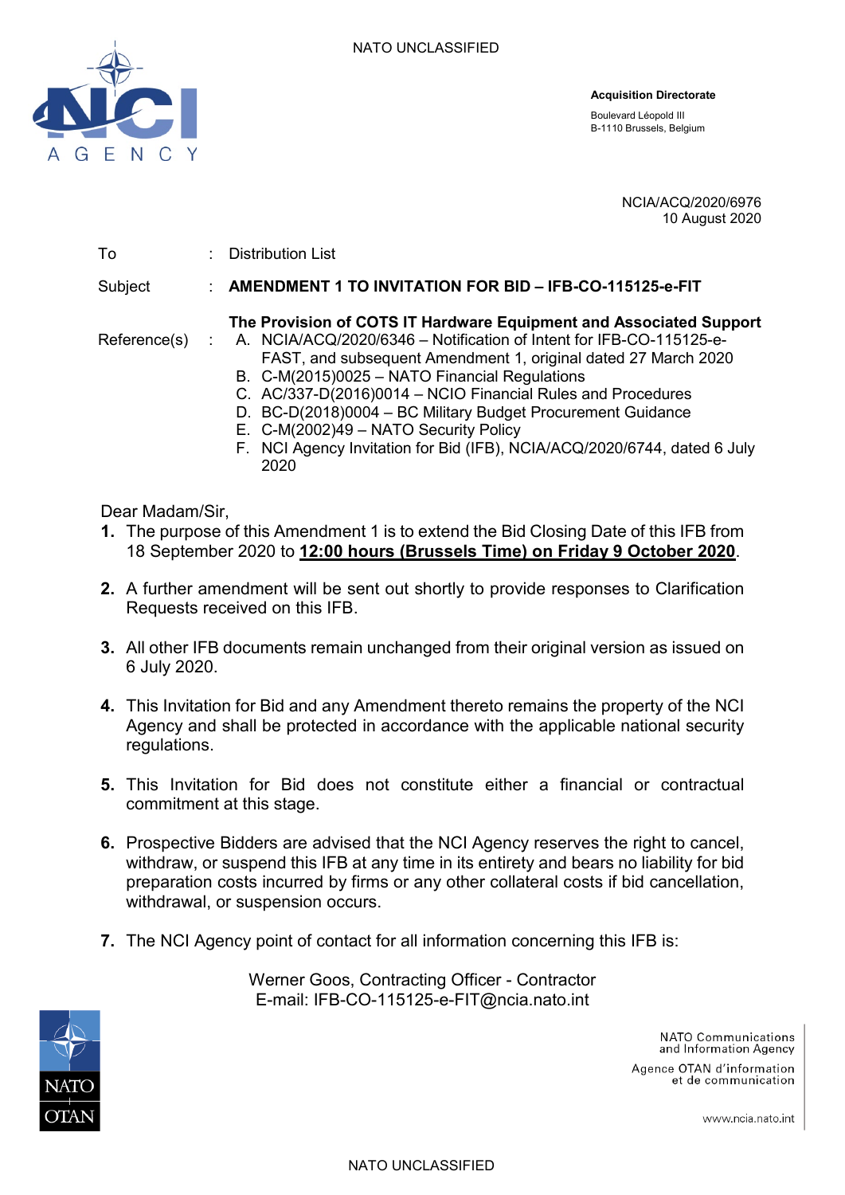**Acquisition Directorate**

Boulevard Léopold III
B-1110 Brussels, Belgium

NCIA/ACQ/2020/6976
10 August 2020

To : Distribution List

Subject : **AMENDMENT 1 TO INVITATION FOR BID – IFB-CO-115125-e-FIT**

**The Provision of COTS IT Hardware Equipment and Associated Support**

Reference(s) :

A. NCIA/ACQ/2020/6346 – Notification of Intent for IFB-CO-115125-e-FAST, and subsequent Amendment 1, original dated 27 March 2020
B. C-M(2015)0025 – NATO Financial Regulations
C. AC/337-D(2016)0014 – NCIO Financial Rules and Procedures
D. BC-D(2018)0004 – BC Military Budget Procurement Guidance
E. C-M(2002)49 – NATO Security Policy
F. NCI Agency Invitation for Bid (IFB), NCIA/ACQ/2020/6744, dated 6 July 2020

Dear Madam/Sir,

1. The purpose of this Amendment 1 is to extend the Bid Closing Date of this IFB from 18 September 2020 to **12:00 hours (Brussels Time) on Friday 9 October 2020**.

2. A further amendment will be sent out shortly to provide responses to Clarification Requests received on this IFB.

3. All other IFB documents remain unchanged from their original version as issued on 6 July 2020.

4. This Invitation for Bid and any Amendment thereto remains the property of the NCI Agency and shall be protected in accordance with the applicable national security regulations.

5. This Invitation for Bid does not constitute either a financial or contractual commitment at this stage.

6. Prospective Bidders are advised that the NCI Agency reserves the right to cancel, withdraw, or suspend this IFB at any time in its entirety and bears no liability for bid preparation costs incurred by firms or any other collateral costs if bid cancellation, withdrawal, or suspension occurs.

7. The NCI Agency point of contact for all information concerning this IFB is:

Werner Goos, Contracting Officer - Contractor
E-mail: IFB-CO-115125-e-FIT@ncia.nato.int

NATO Communications and Information Agency
Agence OTAN d'information et de communication

www.ncia.nato.int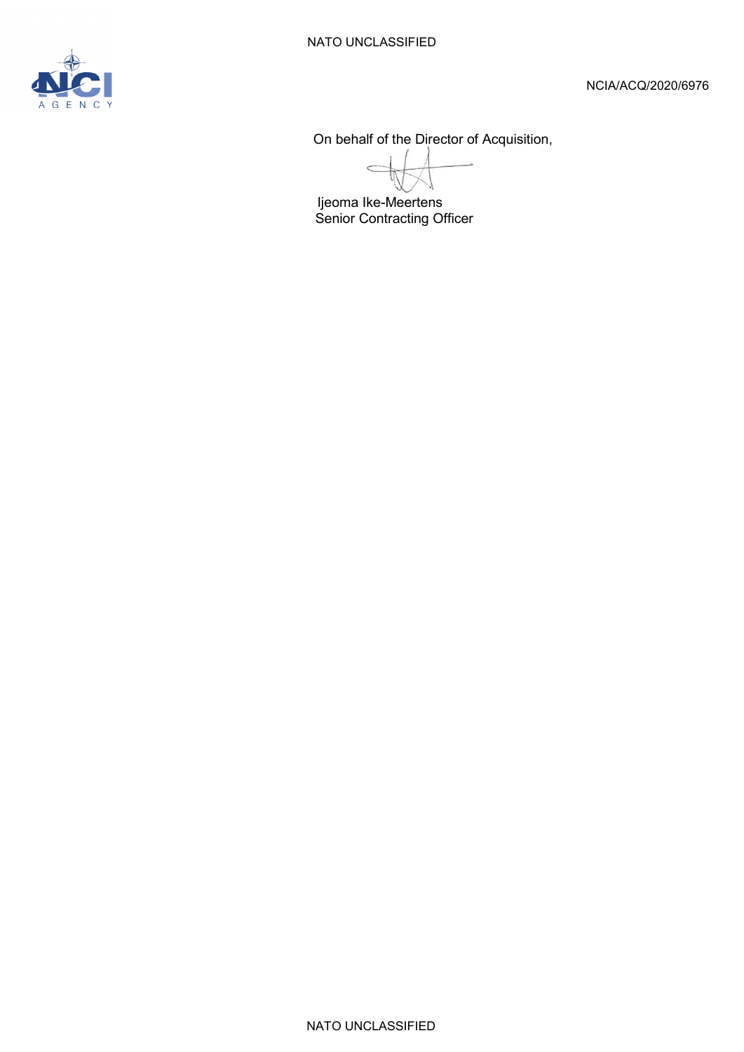On behalf of the Director of Acquisition,

Ijeoma Ike-Meertens
Senior Contracting Officer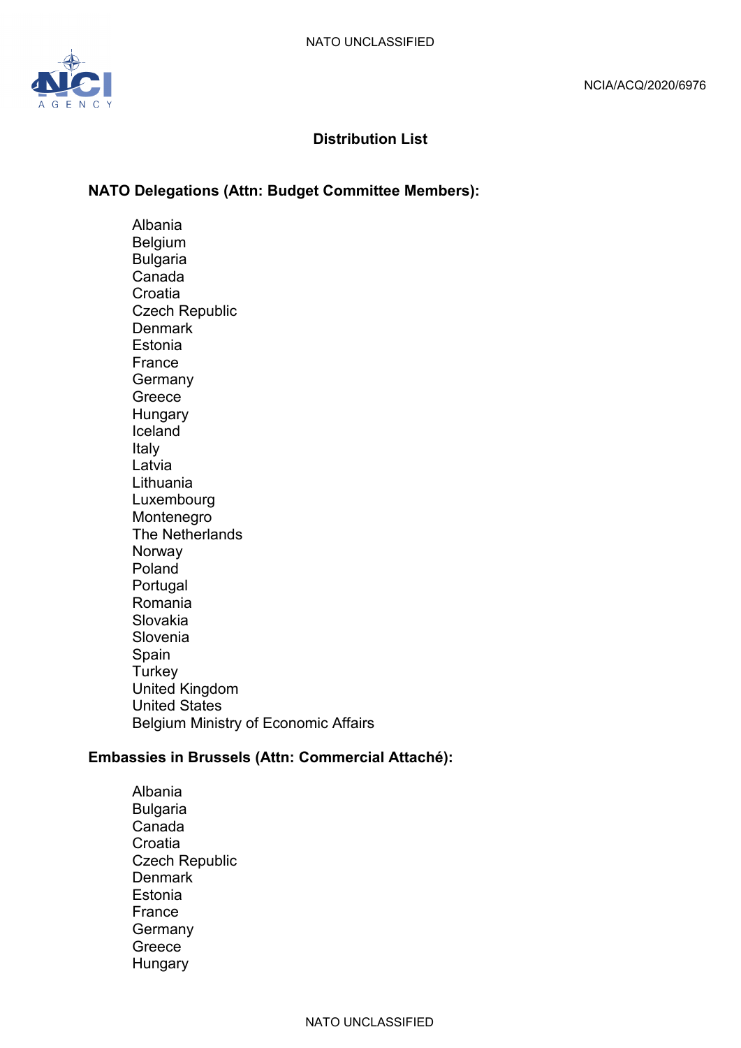NCIA/ACQ/2020/6976

## Distribution List

### NATO Delegations (Attn: Budget Committee Members):

Albania
Belgium
Bulgaria
Canada
Croatia
Czech Republic
Denmark
Estonia
France
Germany
Greece
Hungary
Iceland
Italy
Latvia
Lithuania
Luxembourg
Montenegro
The Netherlands
Norway
Poland
Portugal
Romania
Slovakia
Slovenia
Spain
Turkey
United Kingdom
United States
Belgium Ministry of Economic Affairs

### Embassies in Brussels (Attn: Commercial Attaché):

Albania
Bulgaria
Canada
Croatia
Czech Republic
Denmark
Estonia
France
Germany
Greece
Hungary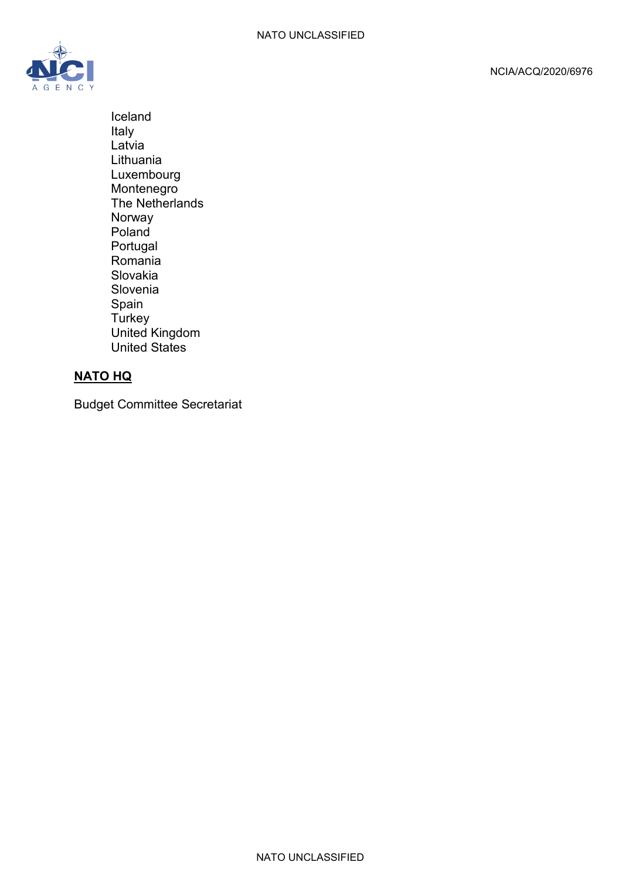Iceland
Italy
Latvia
Lithuania
Luxembourg
Montenegro
The Netherlands
Norway
Poland
Portugal
Romania
Slovakia
Slovenia
Spain
Turkey
United Kingdom
United States

**NATO HQ**

Budget Committee Secretariat